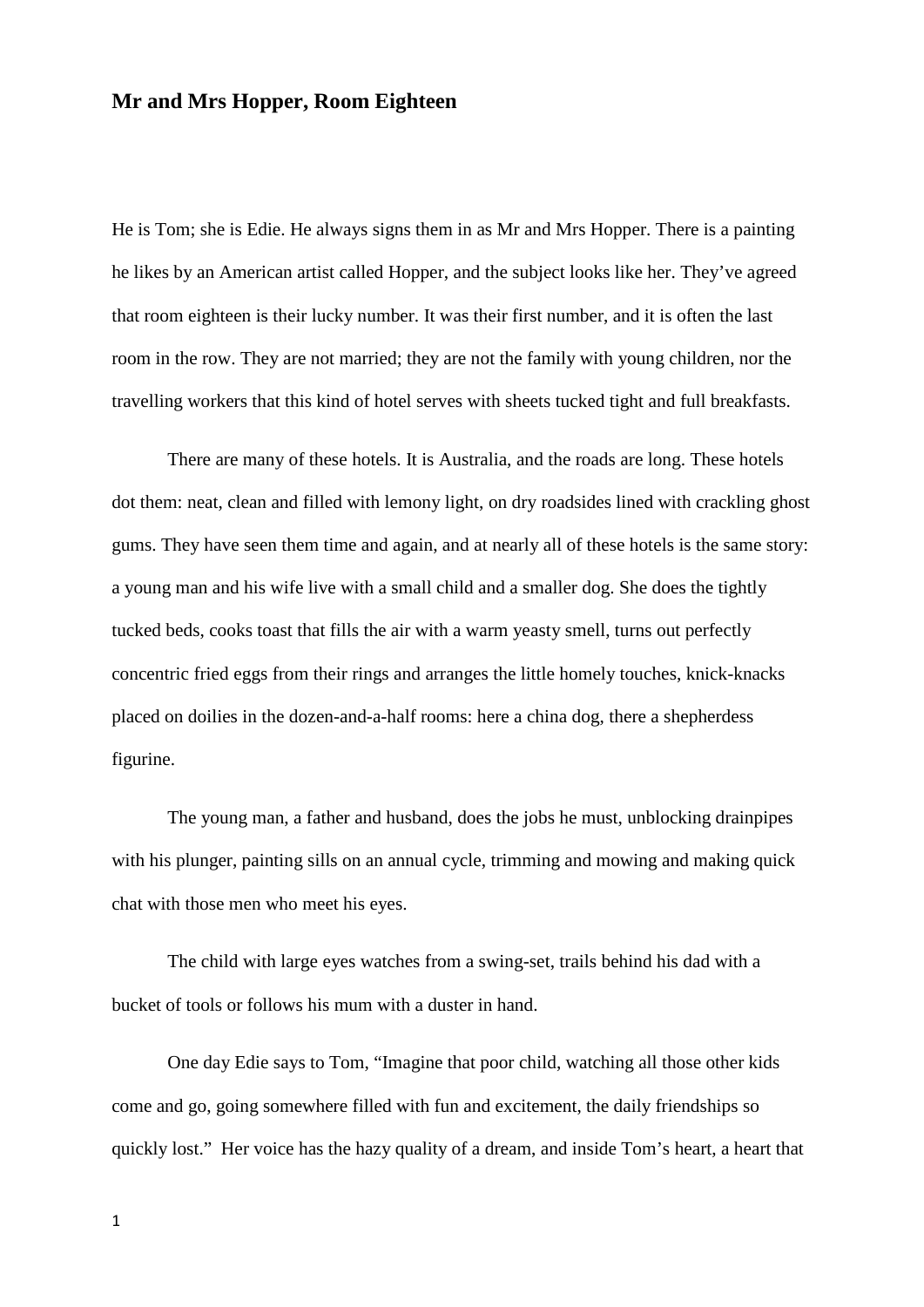# Mr and Mrs Hopper, Room Eighteen

He is Tom; she is Edie. He always signs them in as Mr and Mrs Hopper. There is a painting he likes by an American artist called Hopper, and the subject looks like her. They've agreed that room eighteen is their lucky number. It was their first number, and it is often the last room in the row. They are not married; they are not the family with young children, nor the travelling workers that this kind of hotel serves with sheets tucked tight and full breakfasts.

There are many of these hotels. It is Australia, and the roads are long. These hotels dot them: neat, clean and filled with lemony light, on dry roadsides lined with crackling ghost gums. They have seen them time and again, and at nearly all of these hotels is the same story: a young man and his wife live with a small child and a smaller dog. She does the tightly tucked beds, cooks toast that fills the air with a warm yeasty smell, turns out perfectly concentric fried eggs from their rings and arranges the little homely touches, knick-knacks placed on doilies in the dozen-and-a-half rooms: here a china dog, there a shepherdess figurine.

The young man, a father and husband, does the jobs he must, unblocking drainpipes with his plunger, painting sills on an annual cycle, trimming and mowing and making quick chat with those men who meet his eyes.

The child with large eyes watches from a swing-set, trails behind his dad with a bucket of tools or follows his mum with a duster in hand.

One day Edie says to Tom, "Imagine that poor child, watching all those other kids come and go, going somewhere filled with fun and excitement, the daily friendships so quickly lost." Her voice has the hazy quality of a dream, and inside Tom's heart, a heart that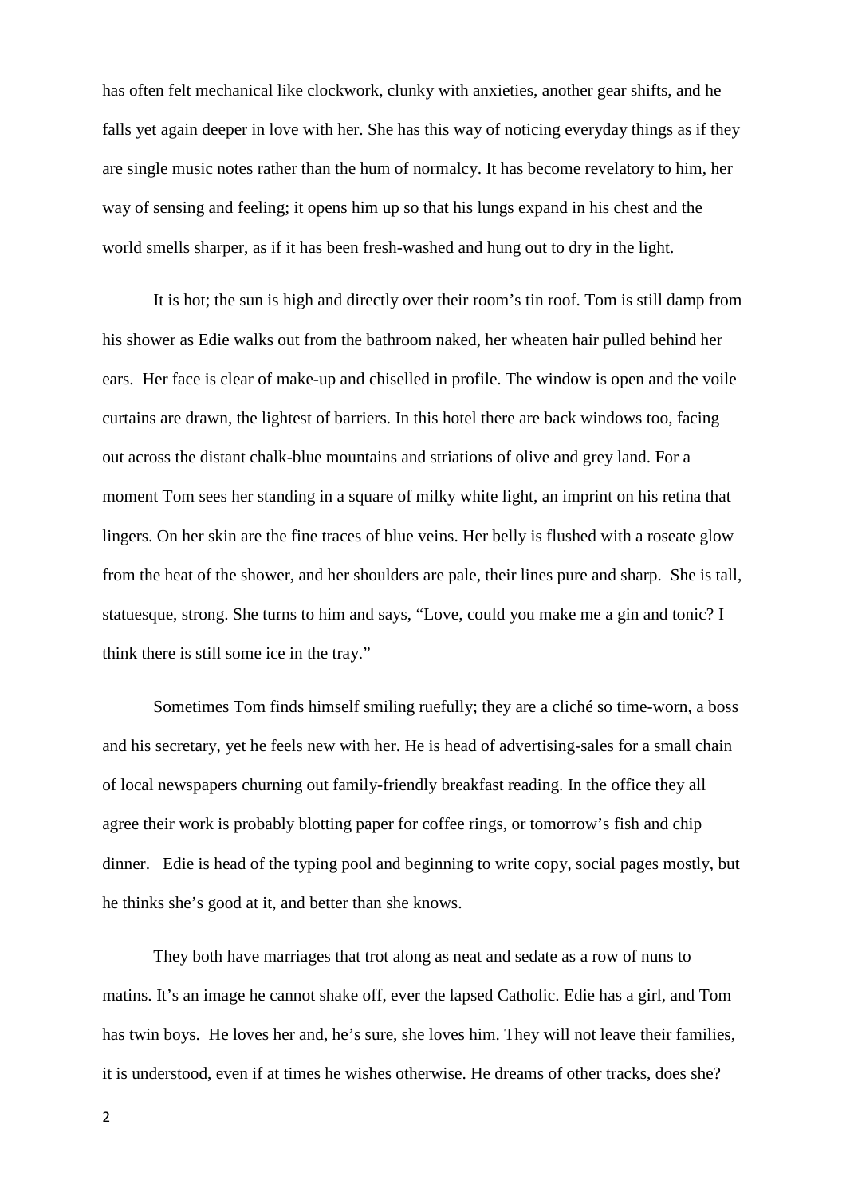has often felt mechanical like clockwork, clunky with anxieties, another gear shifts, and he falls yet again deeper in love with her. She has this way of noticing everyday things as if they are single music notes rather than the hum of normalcy. It has become revelatory to him, her way of sensing and feeling; it opens him up so that his lungs expand in his chest and the world smells sharper, as if it has been fresh-washed and hung out to dry in the light.

It is hot; the sun is high and directly over their room's tin roof. Tom is still damp from his shower as Edie walks out from the bathroom naked, her wheaten hair pulled behind her ears. Her face is clear of make-up and chiselled in profile. The window is open and the voile curtains are drawn, the lightest of barriers. In this hotel there are back windows too, facing out across the distant chalk-blue mountains and striations of olive and grey land. For a moment Tom sees her standing in a square of milky white light, an imprint on his retina that lingers. On her skin are the fine traces of blue veins. Her belly is flushed with a roseate glow from the heat of the shower, and her shoulders are pale, their lines pure and sharp. She is tall, statuesque, strong. She turns to him and says, "Love, could you make me a gin and tonic? I think there is still some ice in the tray."

Sometimes Tom finds himself smiling ruefully; they are a cliché so time-worn, a boss and his secretary, yet he feels new with her. He is head of advertising-sales for a small chain of local newspapers churning out family-friendly breakfast reading. In the office they all agree their work is probably blotting paper for coffee rings, or tomorrow's fish and chip dinner. Edie is head of the typing pool and beginning to write copy, social pages mostly, but he thinks she's good at it, and better than she knows.

They both have marriages that trot along as neat and sedate as a row of nuns to matins. It's an image he cannot shake off, ever the lapsed Catholic. Edie has a girl, and Tom has twin boys. He loves her and, he's sure, she loves him. They will not leave their families, it is understood, even if at times he wishes otherwise. He dreams of other tracks, does she?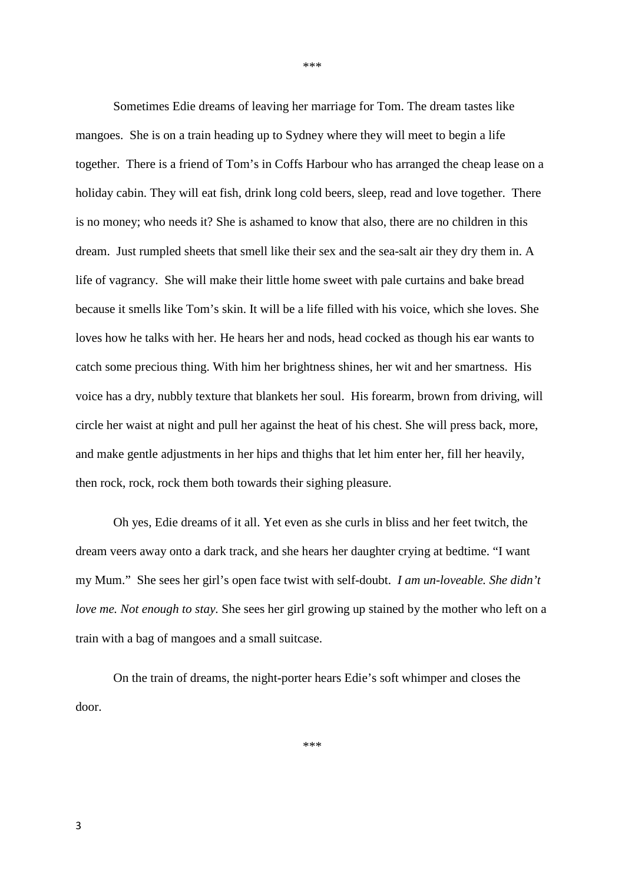\*\*\*

Sometimes Edie dreams of leaving her marriage for Tom. The dream tastes like mangoes. She is on a train heading up to Sydney where they will meet to begin a life together. There is a friend of Tom's in Coffs Harbour who has arranged the cheap lease on a holiday cabin. They will eat fish, drink long cold beers, sleep, read and love together. There is no money; who needs it? She is ashamed to know that also, there are no children in this dream. Just rumpled sheets that smell like their sex and the sea-salt air they dry them in. A life of vagrancy. She will make their little home sweet with pale curtains and bake bread because it smells like Tom's skin. It will be a life filled with his voice, which she loves. She loves how he talks with her. He hears her and nods, head cocked as though his ear wants to catch some precious thing. With him her brightness shines, her wit and her smartness. His voice has a dry, nubbly texture that blankets her soul. His forearm, brown from driving, will circle her waist at night and pull her against the heat of his chest. She will press back, more, and make gentle adjustments in her hips and thighs that let him enter her, fill her heavily, then rock, rock, rock them both towards their sighing pleasure.

Oh yes, Edie dreams of it all. Yet even as she curls in bliss and her feet twitch, the dream veers away onto a dark track, and she hears her daughter crying at bedtime. "I want my Mum." She sees her girl's open face twist with self-doubt. *I am un-loveable. She didn't love me. Not enough to stay.* She sees her girl growing up stained by the mother who left on a train with a bag of mangoes and a small suitcase.

On the train of dreams, the night-porter hears Edie's soft whimper and closes the door.

\*\*\*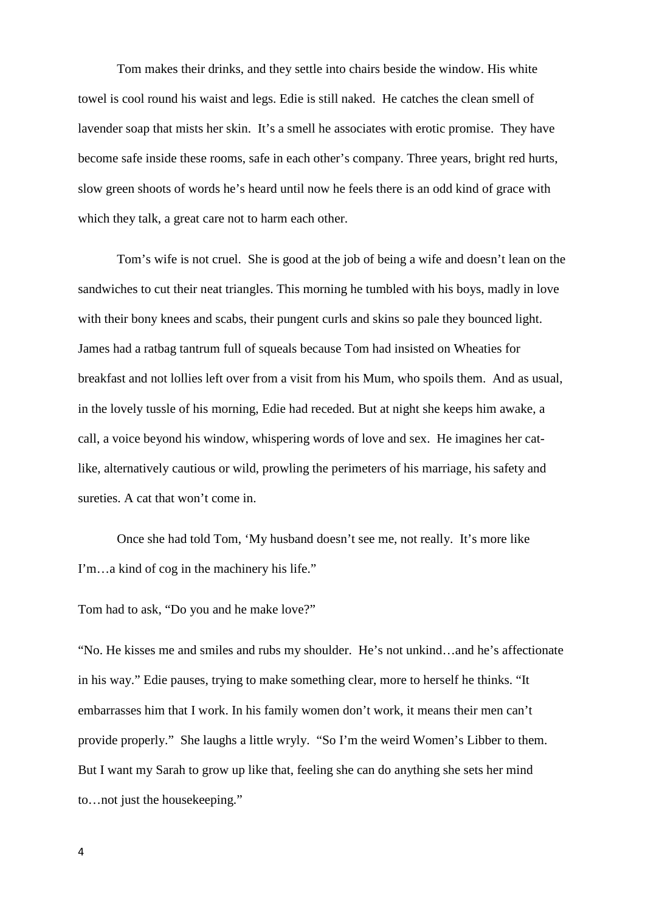Tom makes their drinks, and they settle into chairs beside the window. His white towel is cool round his waist and legs. Edie is still naked. He catches the clean smell of lavender soap that mists her skin. It's a smell he associates with erotic promise. They have become safe inside these rooms, safe in each other's company. Three years, bright red hurts, slow green shoots of words he's heard until now he feels there is an odd kind of grace with which they talk, a great care not to harm each other.

Tom's wife is not cruel. She is good at the job of being a wife and doesn't lean on the sandwiches to cut their neat triangles. This morning he tumbled with his boys, madly in love with their bony knees and scabs, their pungent curls and skins so pale they bounced light. James had a ratbag tantrum full of squeals because Tom had insisted on Wheaties for breakfast and not lollies left over from a visit from his Mum, who spoils them. And as usual, in the lovely tussle of his morning, Edie had receded. But at night she keeps him awake, a call, a voice beyond his window, whispering words of love and sex. He imagines her cat-like, alternatively cautious or wild, prowling the perimeters of his marriage, his safety and sureties. A cat that won't come in.

Once she had told Tom, 'My husband doesn't see me, not really. It's more like I'm…a kind of cog in the machinery his life."

Tom had to ask, "Do you and he make love?"

"No. He kisses me and smiles and rubs my shoulder. He's not unkind…and he's affectionate in his way." Edie pauses, trying to make something clear, more to herself he thinks. "It embarrasses him that I work. In his family women don't work, it means their men can't provide properly." She laughs a little wryly. "So I'm the weird Women's Libber to them. But I want my Sarah to grow up like that, feeling she can do anything she sets her mind to…not just the housekeeping."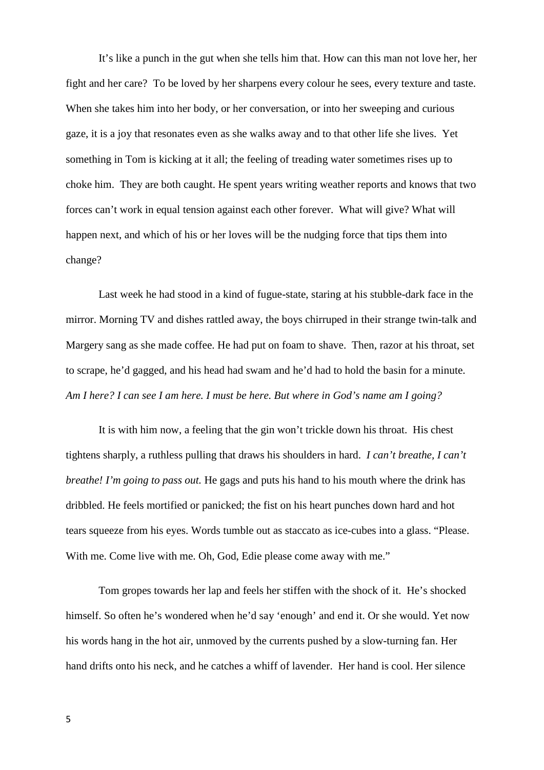It's like a punch in the gut when she tells him that. How can this man not love her, her fight and her care? To be loved by her sharpens every colour he sees, every texture and taste. When she takes him into her body, or her conversation, or into her sweeping and curious gaze, it is a joy that resonates even as she walks away and to that other life she lives. Yet something in Tom is kicking at it all; the feeling of treading water sometimes rises up to choke him. They are both caught. He spent years writing weather reports and knows that two forces can't work in equal tension against each other forever. What will give? What will happen next, and which of his or her loves will be the nudging force that tips them into change?

Last week he had stood in a kind of fugue-state, staring at his stubble-dark face in the mirror. Morning TV and dishes rattled away, the boys chirruped in their strange twin-talk and Margery sang as she made coffee. He had put on foam to shave. Then, razor at his throat, set to scrape, he'd gagged, and his head had swam and he'd had to hold the basin for a minute. *Am I here? I can see I am here. I must be here. But where in God's name am I going?*

It is with him now, a feeling that the gin won't trickle down his throat. His chest tightens sharply, a ruthless pulling that draws his shoulders in hard. *I can't breathe, I can't breathe! I'm going to pass out.* He gags and puts his hand to his mouth where the drink has dribbled. He feels mortified or panicked; the fist on his heart punches down hard and hot tears squeeze from his eyes. Words tumble out as staccato as ice-cubes into a glass. "Please. With me. Come live with me. Oh, God, Edie please come away with me."

Tom gropes towards her lap and feels her stiffen with the shock of it. He's shocked himself. So often he's wondered when he'd say 'enough' and end it. Or she would. Yet now his words hang in the hot air, unmoved by the currents pushed by a slow-turning fan. Her hand drifts onto his neck, and he catches a whiff of lavender. Her hand is cool. Her silence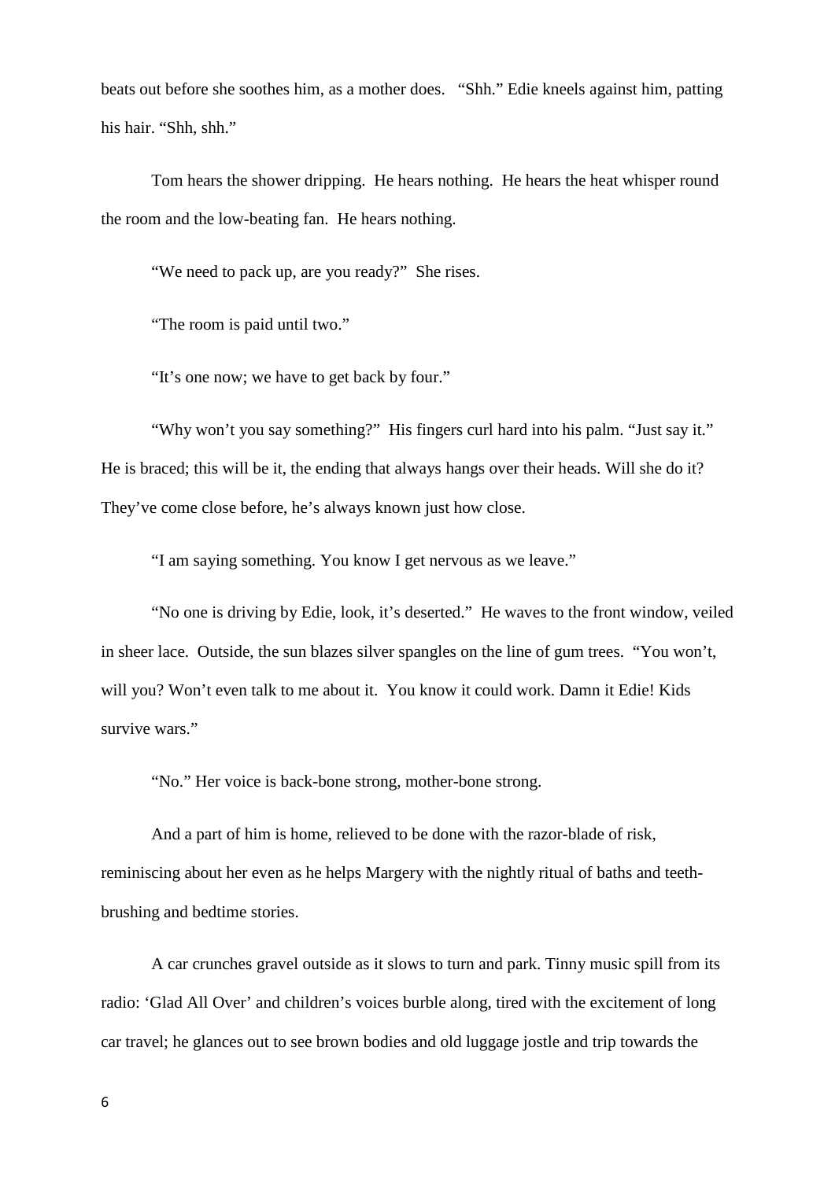beats out before she soothes him, as a mother does. "Shh." Edie kneels against him, patting his hair. "Shh, shh."

Tom hears the shower dripping. He hears nothing. He hears the heat whisper round the room and the low-beating fan. He hears nothing.

"We need to pack up, are you ready?" She rises.

"The room is paid until two."

"It's one now; we have to get back by four."

"Why won't you say something?" His fingers curl hard into his palm. "Just say it." He is braced; this will be it, the ending that always hangs over their heads. Will she do it? They've come close before, he's always known just how close.

"I am saying something. You know I get nervous as we leave."

"No one is driving by Edie, look, it's deserted." He waves to the front window, veiled in sheer lace. Outside, the sun blazes silver spangles on the line of gum trees. "You won't, will you? Won't even talk to me about it. You know it could work. Damn it Edie! Kids survive wars."

"No." Her voice is back-bone strong, mother-bone strong.

And a part of him is home, relieved to be done with the razor-blade of risk, reminiscing about her even as he helps Margery with the nightly ritual of baths and teeth-brushing and bedtime stories.

A car crunches gravel outside as it slows to turn and park. Tinny music spill from its radio: 'Glad All Over' and children's voices burble along, tired with the excitement of long car travel; he glances out to see brown bodies and old luggage jostle and trip towards the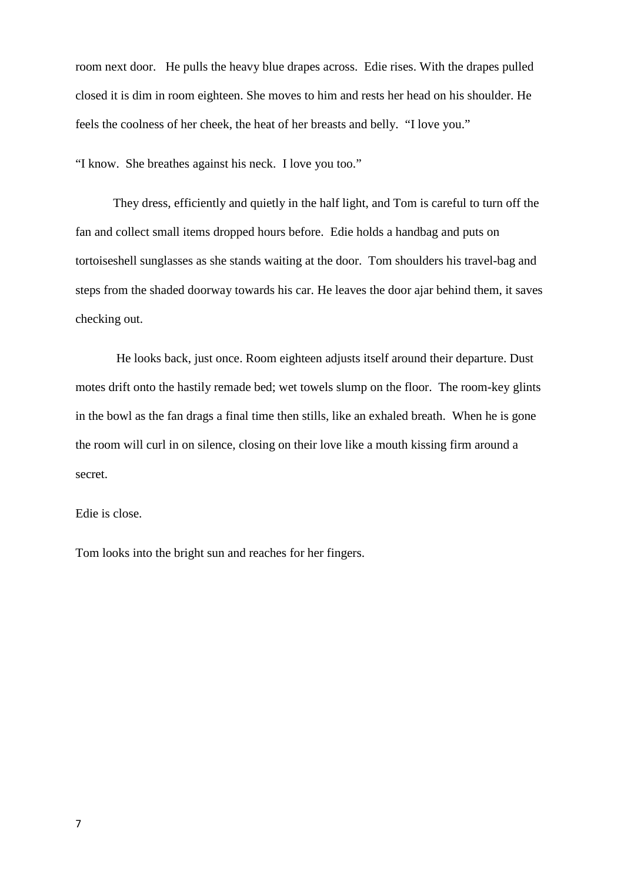room next door. He pulls the heavy blue drapes across. Edie rises. With the drapes pulled closed it is dim in room eighteen. She moves to him and rests her head on his shoulder. He feels the coolness of her cheek, the heat of her breasts and belly. "I love you."

"I know. She breathes against his neck. I love you too."

They dress, efficiently and quietly in the half light, and Tom is careful to turn off the fan and collect small items dropped hours before. Edie holds a handbag and puts on tortoiseshell sunglasses as she stands waiting at the door. Tom shoulders his travel-bag and steps from the shaded doorway towards his car. He leaves the door ajar behind them, it saves checking out.

He looks back, just once. Room eighteen adjusts itself around their departure. Dust motes drift onto the hastily remade bed; wet towels slump on the floor. The room-key glints in the bowl as the fan drags a final time then stills, like an exhaled breath. When he is gone the room will curl in on silence, closing on their love like a mouth kissing firm around a secret.

Edie is close.

Tom looks into the bright sun and reaches for her fingers.